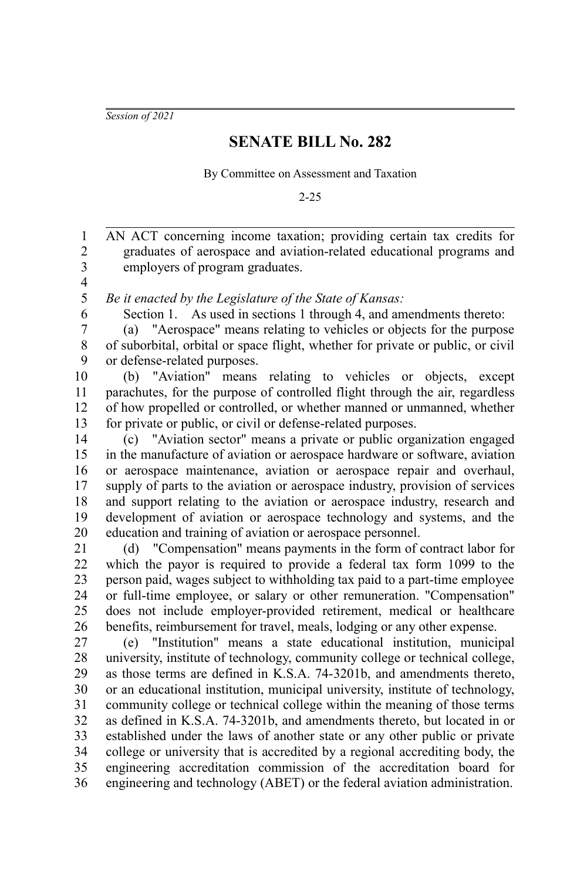*Session of 2021*

# SENATE BILL No. 282

By Committee on Assessment and Taxation

2-25

AN ACT concerning income taxation; providing certain tax credits for graduates of aerospace and aviation-related educational programs and employers of program graduates.

*Be it enacted by the Legislature of the State of Kansas:*

Section 1. As used in sections 1 through 4, and amendments thereto:

(a) "Aerospace" means relating to vehicles or objects for the purpose of suborbital, orbital or space flight, whether for private or public, or civil or defense-related purposes.

(b) "Aviation" means relating to vehicles or objects, except parachutes, for the purpose of controlled flight through the air, regardless of how propelled or controlled, or whether manned or unmanned, whether for private or public, or civil or defense-related purposes.

(c) "Aviation sector" means a private or public organization engaged in the manufacture of aviation or aerospace hardware or software, aviation or aerospace maintenance, aviation or aerospace repair and overhaul, supply of parts to the aviation or aerospace industry, provision of services and support relating to the aviation or aerospace industry, research and development of aviation or aerospace technology and systems, and the education and training of aviation or aerospace personnel.

(d) "Compensation" means payments in the form of contract labor for which the payor is required to provide a federal tax form 1099 to the person paid, wages subject to withholding tax paid to a part-time employee or full-time employee, or salary or other remuneration. "Compensation" does not include employer-provided retirement, medical or healthcare benefits, reimbursement for travel, meals, lodging or any other expense.

(e) "Institution" means a state educational institution, municipal university, institute of technology, community college or technical college, as those terms are defined in K.S.A. 74-3201b, and amendments thereto, or an educational institution, municipal university, institute of technology, community college or technical college within the meaning of those terms as defined in K.S.A. 74-3201b, and amendments thereto, but located in or established under the laws of another state or any other public or private college or university that is accredited by a regional accrediting body, the engineering accreditation commission of the accreditation board for engineering and technology (ABET) or the federal aviation administration.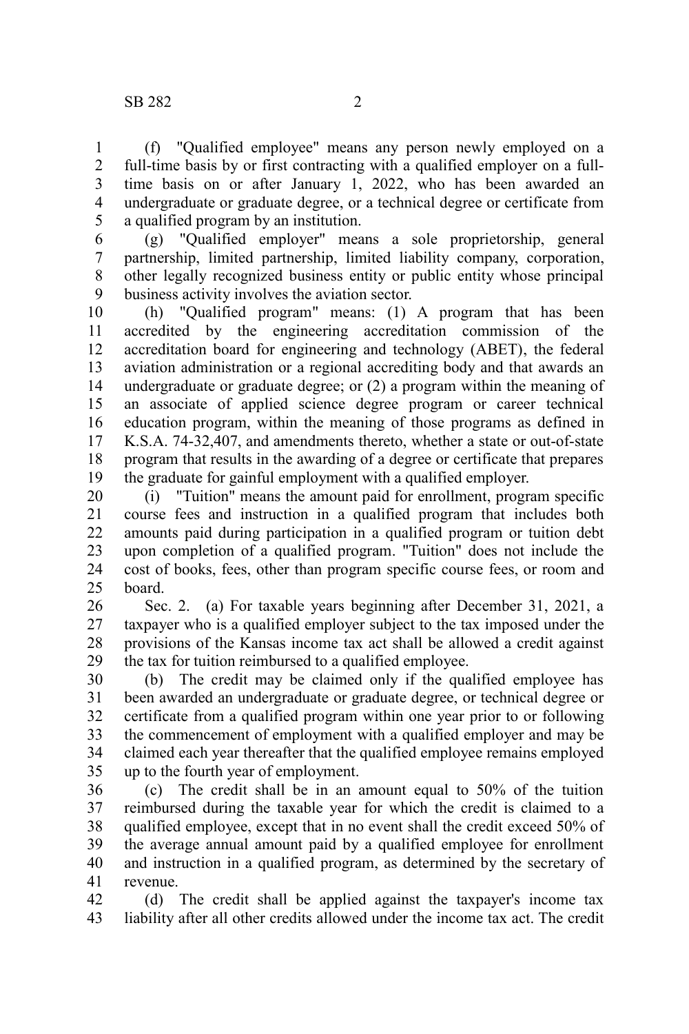(f) "Qualified employee" means any person newly employed on a full-time basis by or first contracting with a qualified employer on a full-time basis on or after January 1, 2022, who has been awarded an undergraduate or graduate degree, or a technical degree or certificate from a qualified program by an institution.

(g) "Qualified employer" means a sole proprietorship, general partnership, limited partnership, limited liability company, corporation, other legally recognized business entity or public entity whose principal business activity involves the aviation sector.

(h) "Qualified program" means: (1) A program that has been accredited by the engineering accreditation commission of the accreditation board for engineering and technology (ABET), the federal aviation administration or a regional accrediting body and that awards an undergraduate or graduate degree; or (2) a program within the meaning of an associate of applied science degree program or career technical education program, within the meaning of those programs as defined in K.S.A. 74-32,407, and amendments thereto, whether a state or out-of-state program that results in the awarding of a degree or certificate that prepares the graduate for gainful employment with a qualified employer.

(i) "Tuition" means the amount paid for enrollment, program specific course fees and instruction in a qualified program that includes both amounts paid during participation in a qualified program or tuition debt upon completion of a qualified program. "Tuition" does not include the cost of books, fees, other than program specific course fees, or room and board.

Sec. 2. (a) For taxable years beginning after December 31, 2021, a taxpayer who is a qualified employer subject to the tax imposed under the provisions of the Kansas income tax act shall be allowed a credit against the tax for tuition reimbursed to a qualified employee.

(b) The credit may be claimed only if the qualified employee has been awarded an undergraduate or graduate degree, or technical degree or certificate from a qualified program within one year prior to or following the commencement of employment with a qualified employer and may be claimed each year thereafter that the qualified employee remains employed up to the fourth year of employment.

(c) The credit shall be in an amount equal to 50% of the tuition reimbursed during the taxable year for which the credit is claimed to a qualified employee, except that in no event shall the credit exceed 50% of the average annual amount paid by a qualified employee for enrollment and instruction in a qualified program, as determined by the secretary of revenue.

(d) The credit shall be applied against the taxpayer's income tax liability after all other credits allowed under the income tax act. The credit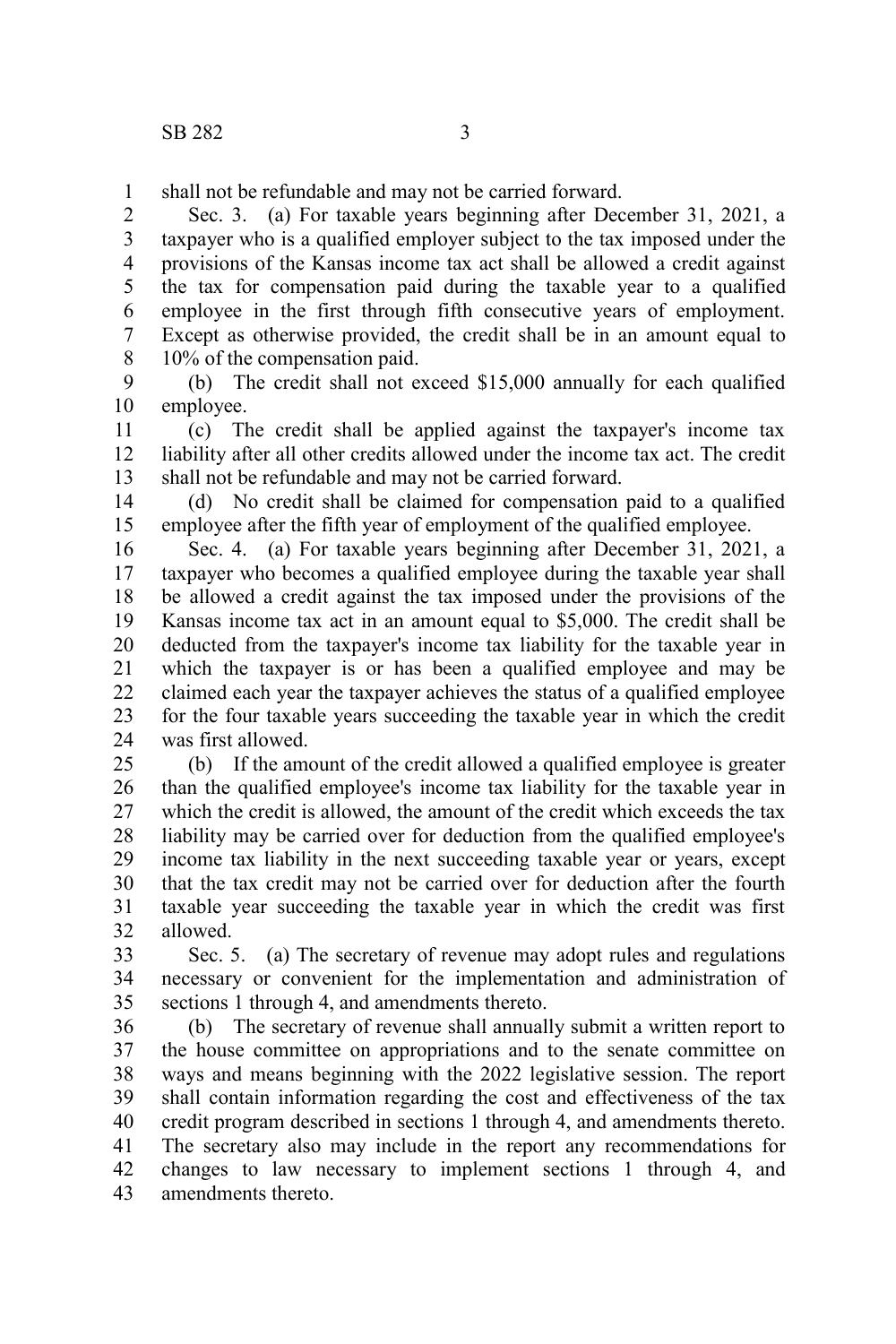shall not be refundable and may not be carried forward.

Sec. 3. (a) For taxable years beginning after December 31, 2021, a taxpayer who is a qualified employer subject to the tax imposed under the provisions of the Kansas income tax act shall be allowed a credit against the tax for compensation paid during the taxable year to a qualified employee in the first through fifth consecutive years of employment. Except as otherwise provided, the credit shall be in an amount equal to 10% of the compensation paid.

(b) The credit shall not exceed $15,000 annually for each qualified employee.

(c) The credit shall be applied against the taxpayer's income tax liability after all other credits allowed under the income tax act. The credit shall not be refundable and may not be carried forward.

(d) No credit shall be claimed for compensation paid to a qualified employee after the fifth year of employment of the qualified employee.

Sec. 4. (a) For taxable years beginning after December 31, 2021, a taxpayer who becomes a qualified employee during the taxable year shall be allowed a credit against the tax imposed under the provisions of the Kansas income tax act in an amount equal to $5,000. The credit shall be deducted from the taxpayer's income tax liability for the taxable year in which the taxpayer is or has been a qualified employee and may be claimed each year the taxpayer achieves the status of a qualified employee for the four taxable years succeeding the taxable year in which the credit was first allowed.

(b) If the amount of the credit allowed a qualified employee is greater than the qualified employee's income tax liability for the taxable year in which the credit is allowed, the amount of the credit which exceeds the tax liability may be carried over for deduction from the qualified employee's income tax liability in the next succeeding taxable year or years, except that the tax credit may not be carried over for deduction after the fourth taxable year succeeding the taxable year in which the credit was first allowed.

Sec. 5. (a) The secretary of revenue may adopt rules and regulations necessary or convenient for the implementation and administration of sections 1 through 4, and amendments thereto.

(b) The secretary of revenue shall annually submit a written report to the house committee on appropriations and to the senate committee on ways and means beginning with the 2022 legislative session. The report shall contain information regarding the cost and effectiveness of the tax credit program described in sections 1 through 4, and amendments thereto. The secretary also may include in the report any recommendations for changes to law necessary to implement sections 1 through 4, and amendments thereto.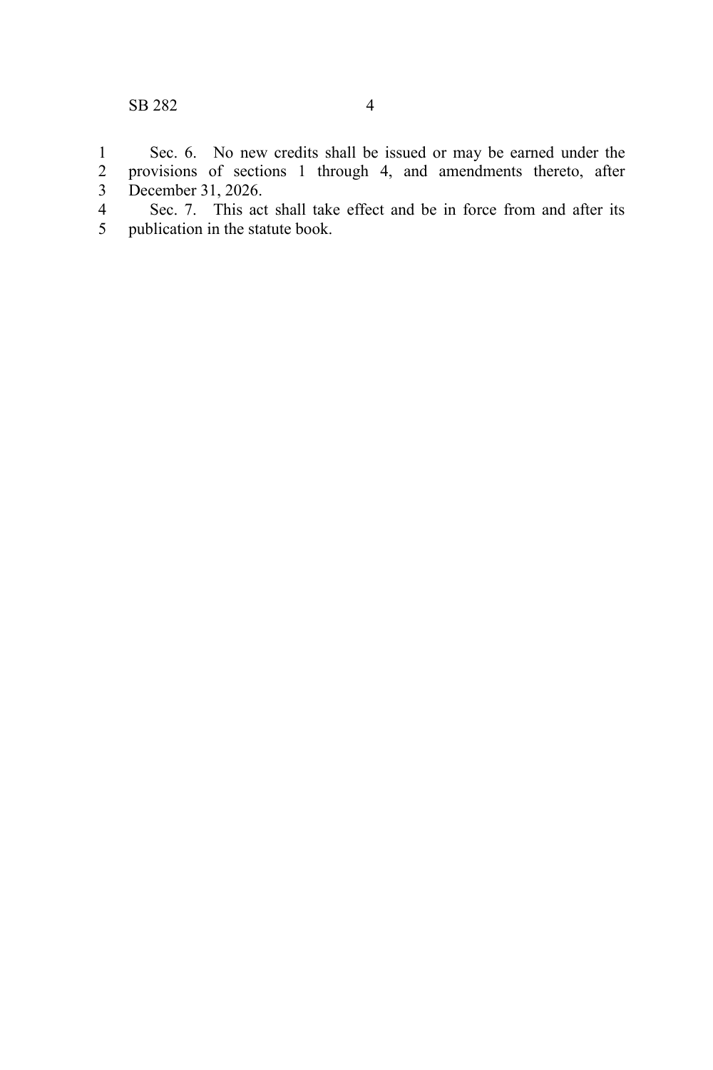Sec. 6. No new credits shall be issued or may be earned under the provisions of sections 1 through 4, and amendments thereto, after December 31, 2026.

Sec. 7. This act shall take effect and be in force from and after its publication in the statute book.